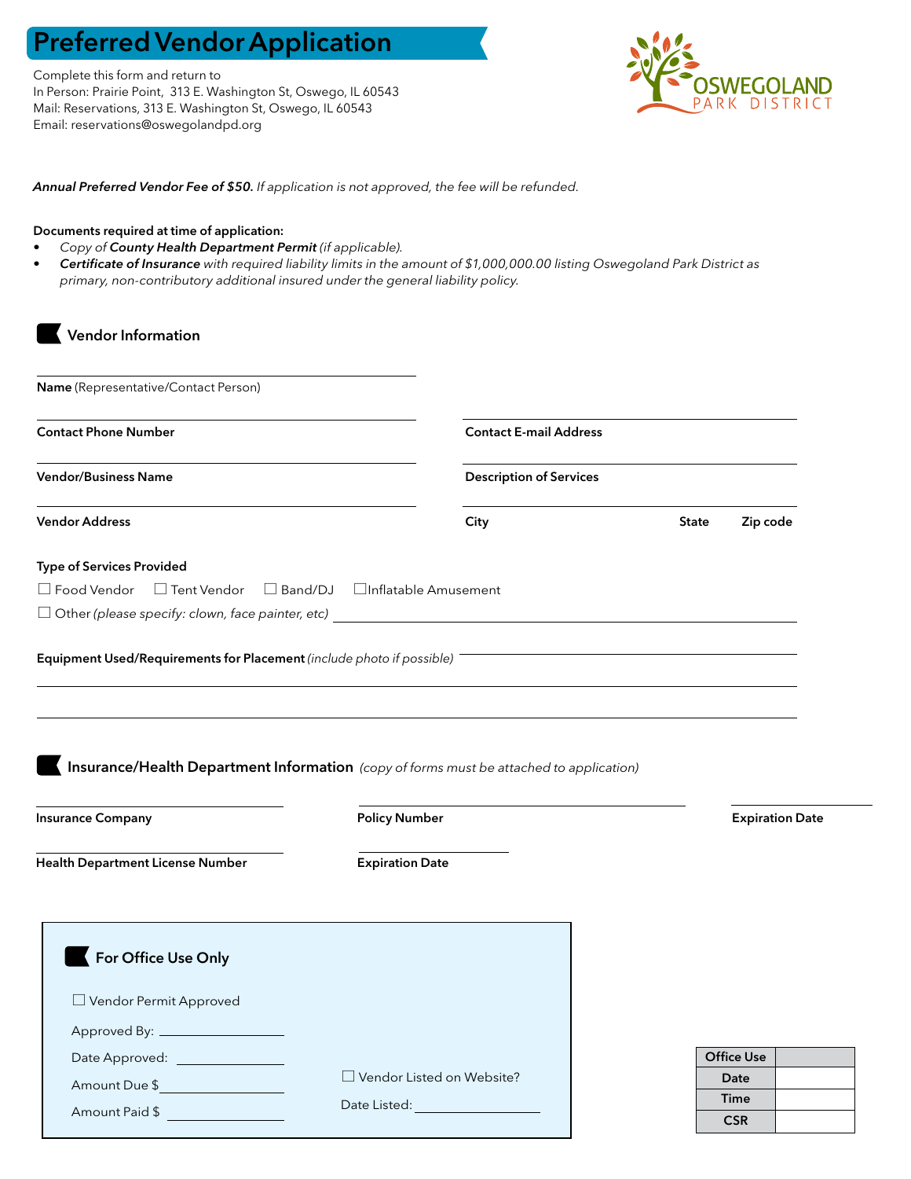# Preferred Vendor Application

Complete this form and return to
In Person: Prairie Point, 313 E. Washington St, Oswego, IL 60543
Mail: Reservations, 313 E. Washington St, Oswego, IL 60543
Email: reservations@oswegolandpd.org

OSWEGOLAND PARK DISTRICT

***Annual Preferred Vendor Fee of $50.*** *If application is not approved, the fee will be refunded.*

**Documents required at time of application:**

- *Copy of* ***County Health Department Permit*** *(if applicable).*
- ***Certificate of Insurance*** *with required liability limits in the amount of $1,000,000.00 listing Oswegoland Park District as primary, non-contributory additional insured under the general liability policy.*

## Vendor Information

**Name** (Representative/Contact Person) ______________________

**Contact Phone Number** ______________________ **Contact E-mail Address** ______________________

**Vendor/Business Name** ______________________ **Description of Services** ______________________

**Vendor Address** ______________________ **City** ______ **State** ______ **Zip code** ______

**Type of Services Provided**

☐ Food Vendor ☐ Tent Vendor ☐ Band/DJ ☐ Inflatable Amusement

☐ Other *(please specify: clown, face painter, etc)* ______________________

**Equipment Used/Requirements for Placement** *(include photo if possible)* ______________________

## Insurance/Health Department Information *(copy of forms must be attached to application)*

**Insurance Company** ______________________ **Policy Number** ______________________ **Expiration Date** ______________________

**Health Department License Number** ______________________ **Expiration Date** ______________________

## For Office Use Only

☐ Vendor Permit Approved

Approved By: ______________________

Date Approved: ______________________

Amount Due $ ______________________

Amount Paid $ ______________________

☐ Vendor Listed on Website?

Date Listed: ______________________

| Office Use | |
|---|---|
| Date | |
| Time | |
| CSR | |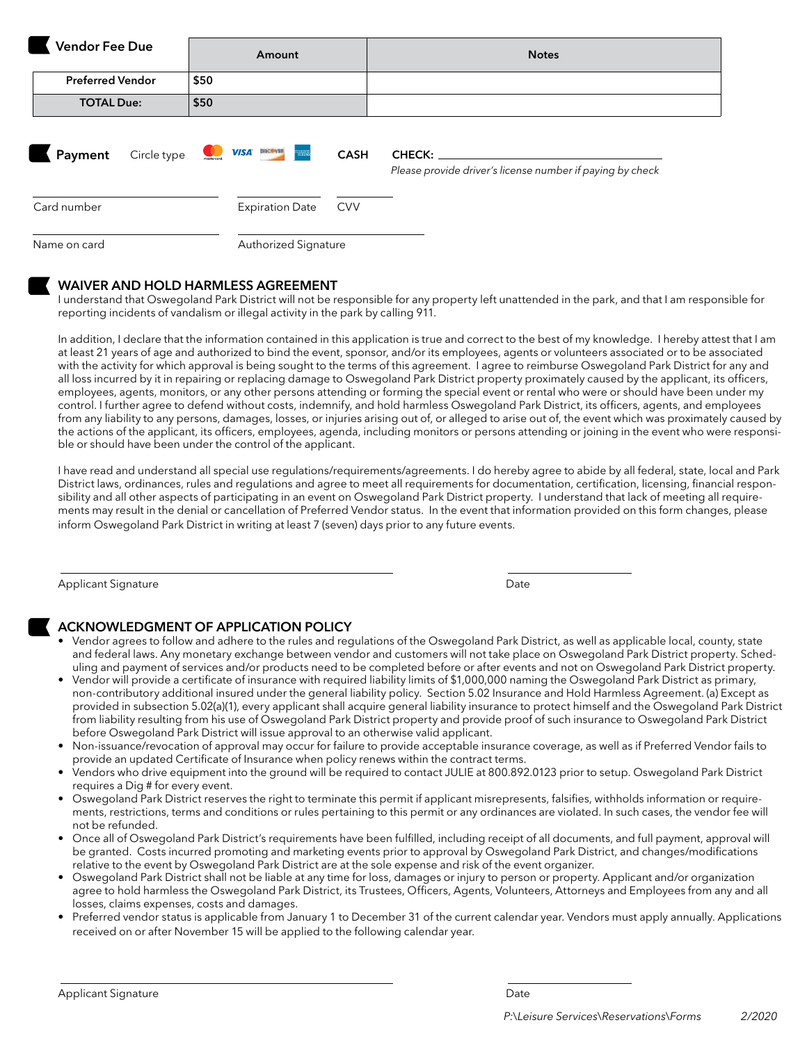## Vendor Fee Due

| | Amount | Notes |
|---|---|---|
| Preferred Vendor | $50 | |
| TOTAL Due: | $50 | |

## Payment

Circle type   Mastercard   VISA   DISCOVER   AMERICAN EXPRESS   CASH   CHECK: ____________________

*Please provide driver's license number if paying by check*

Card number ____________________   Expiration Date ____________   CVV ________

Name on card ____________________   Authorized Signature ____________________

## WAIVER AND HOLD HARMLESS AGREEMENT

I understand that Oswegoland Park District will not be responsible for any property left unattended in the park, and that I am responsible for reporting incidents of vandalism or illegal activity in the park by calling 911.

In addition, I declare that the information contained in this application is true and correct to the best of my knowledge. I hereby attest that I am at least 21 years of age and authorized to bind the event, sponsor, and/or its employees, agents or volunteers associated or to be associated with the activity for which approval is being sought to the terms of this agreement. I agree to reimburse Oswegoland Park District for any and all loss incurred by it in repairing or replacing damage to Oswegoland Park District property proximately caused by the applicant, its officers, employees, agents, monitors, or any other persons attending or forming the special event or rental who were or should have been under my control. I further agree to defend without costs, indemnify, and hold harmless Oswegoland Park District, its officers, agents, and employees from any liability to any persons, damages, losses, or injuries arising out of, or alleged to arise out of, the event which was proximately caused by the actions of the applicant, its officers, employees, agenda, including monitors or persons attending or joining in the event who were responsible or should have been under the control of the applicant.

I have read and understand all special use regulations/requirements/agreements. I do hereby agree to abide by all federal, state, local and Park District laws, ordinances, rules and regulations and agree to meet all requirements for documentation, certification, licensing, financial responsibility and all other aspects of participating in an event on Oswegoland Park District property. I understand that lack of meeting all requirements may result in the denial or cancellation of Preferred Vendor status. In the event that information provided on this form changes, please inform Oswegoland Park District in writing at least 7 (seven) days prior to any future events.

Applicant Signature ______________________________   Date ____________

## ACKNOWLEDGMENT OF APPLICATION POLICY

- Vendor agrees to follow and adhere to the rules and regulations of the Oswegoland Park District, as well as applicable local, county, state and federal laws. Any monetary exchange between vendor and customers will not take place on Oswegoland Park District property. Scheduling and payment of services and/or products need to be completed before or after events and not on Oswegoland Park District property.
- Vendor will provide a certificate of insurance with required liability limits of $1,000,000 naming the Oswegoland Park District as primary, non-contributory additional insured under the general liability policy. Section 5.02 Insurance and Hold Harmless Agreement. (a) Except as provided in subsection 5.02(a)(1), every applicant shall acquire general liability insurance to protect himself and the Oswegoland Park District from liability resulting from his use of Oswegoland Park District property and provide proof of such insurance to Oswegoland Park District before Oswegoland Park District will issue approval to an otherwise valid applicant.
- Non-issuance/revocation of approval may occur for failure to provide acceptable insurance coverage, as well as if Preferred Vendor fails to provide an updated Certificate of Insurance when policy renews within the contract terms.
- Vendors who drive equipment into the ground will be required to contact JULIE at 800.892.0123 prior to setup. Oswegoland Park District requires a Dig # for every event.
- Oswegoland Park District reserves the right to terminate this permit if applicant misrepresents, falsifies, withholds information or requirements, restrictions, terms and conditions or rules pertaining to this permit or any ordinances are violated. In such cases, the vendor fee will not be refunded.
- Once all of Oswegoland Park District's requirements have been fulfilled, including receipt of all documents, and full payment, approval will be granted. Costs incurred promoting and marketing events prior to approval by Oswegoland Park District, and changes/modifications relative to the event by Oswegoland Park District are at the sole expense and risk of the event organizer.
- Oswegoland Park District shall not be liable at any time for loss, damages or injury to person or property. Applicant and/or organization agree to hold harmless the Oswegoland Park District, its Trustees, Officers, Agents, Volunteers, Attorneys and Employees from any and all losses, claims expenses, costs and damages.
- Preferred vendor status is applicable from January 1 to December 31 of the current calendar year. Vendors must apply annually. Applications received on or after November 15 will be applied to the following calendar year.

Applicant Signature ______________________________   Date ____________

*P:\Leisure Services\Reservations\Forms*   *2/2020*